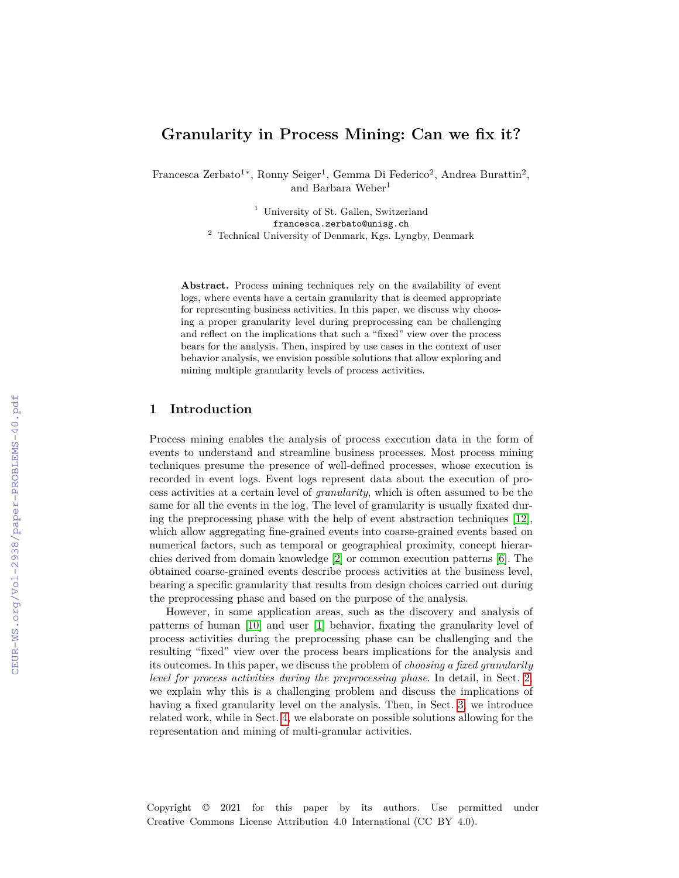# Granularity in Process Mining: Can we fix it?

Francesca Zerbato[1*], Ronny Seiger[1], Gemma Di Federico[2], Andrea Burattin[2], and Barbara Weber[1]

[1] University of St. Gallen, Switzerland
francesca.zerbato@unisg.ch
[2] Technical University of Denmark, Kgs. Lyngby, Denmark

**Abstract.** Process mining techniques rely on the availability of event logs, where events have a certain granularity that is deemed appropriate for representing business activities. In this paper, we discuss why choosing a proper granularity level during preprocessing can be challenging and reflect on the implications that such a "fixed" view over the process bears for the analysis. Then, inspired by use cases in the context of user behavior analysis, we envision possible solutions that allow exploring and mining multiple granularity levels of process activities.

## 1 Introduction

Process mining enables the analysis of process execution data in the form of events to understand and streamline business processes. Most process mining techniques presume the presence of well-defined processes, whose execution is recorded in event logs. Event logs represent data about the execution of process activities at a certain level of *granularity*, which is often assumed to be the same for all the events in the log. The level of granularity is usually fixated during the preprocessing phase with the help of event abstraction techniques [12], which allow aggregating fine-grained events into coarse-grained events based on numerical factors, such as temporal or geographical proximity, concept hierarchies derived from domain knowledge [2] or common execution patterns [6]. The obtained coarse-grained events describe process activities at the business level, bearing a specific granularity that results from design choices carried out during the preprocessing phase and based on the purpose of the analysis.

However, in some application areas, such as the discovery and analysis of patterns of human [10] and user [1] behavior, fixating the granularity level of process activities during the preprocessing phase can be challenging and the resulting "fixed" view over the process bears implications for the analysis and its outcomes. In this paper, we discuss the problem of *choosing a fixed granularity level for process activities during the preprocessing phase*. In detail, in Sect. 2, we explain why this is a challenging problem and discuss the implications of having a fixed granularity level on the analysis. Then, in Sect. 3, we introduce related work, while in Sect. 4, we elaborate on possible solutions allowing for the representation and mining of multi-granular activities.

Copyright © 2021 for this paper by its authors. Use permitted under Creative Commons License Attribution 4.0 International (CC BY 4.0).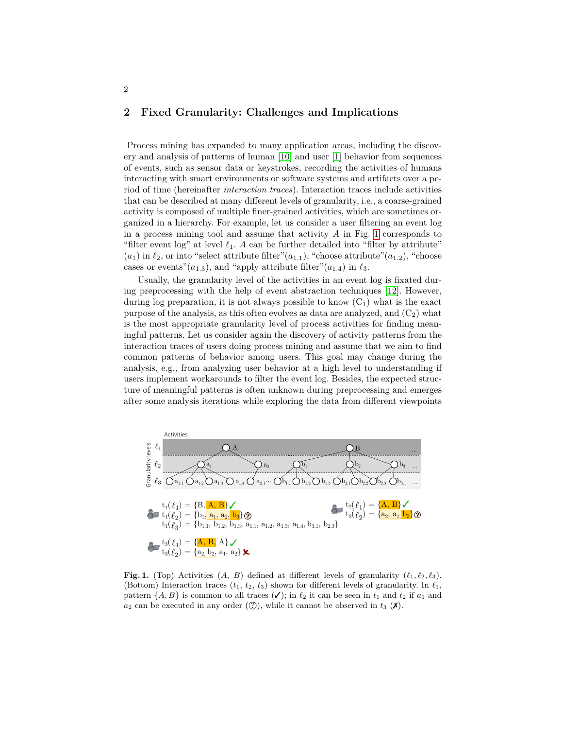## 2 Fixed Granularity: Challenges and Implications

Process mining has expanded to many application areas, including the discovery and analysis of patterns of human [10] and user [1] behavior from sequences of events, such as sensor data or keystrokes, recording the activities of humans interacting with smart environments or software systems and artifacts over a period of time (hereinafter *interaction traces*). Interaction traces include activities that can be described at many different levels of granularity, i.e., a coarse-grained activity is composed of multiple finer-grained activities, which are sometimes organized in a hierarchy. For example, let us consider a user filtering an event log in a process mining tool and assume that activity $A$ in Fig. 1 corresponds to "filter event log" at level $\ell_1$. $A$ can be further detailed into "filter by attribute" ($a_1$) in $\ell_2$, or into "select attribute filter"($a_{1.1}$), "choose attribute"($a_{1.2}$), "choose cases or events"($a_{1.3}$), and "apply attribute filter"($a_{1.4}$) in $\ell_3$.

Usually, the granularity level of the activities in an event log is fixated during preprocessing with the help of event abstraction techniques [12]. However, during log preparation, it is not always possible to know ($C_1$) what is the exact purpose of the analysis, as this often evolves as data are analyzed, and ($C_2$) what is the most appropriate granularity level of process activities for finding meaningful patterns. Let us consider again the discovery of activity patterns from the interaction traces of users doing process mining and assume that we aim to find common patterns of behavior among users. This goal may change during the analysis, e.g., from analyzing user behavior at a high level to understanding if users implement workarounds to filter the event log. Besides, the expected structure of meaningful patterns is often unknown during preprocessing and emerges after some analysis iterations while exploring the data from different viewpoints

$t_1(\ell_1) = \{B, A, B\}$ ✓
$t_1(\ell_2) = \{b_1, a_1, a_2, b_3\}$ ?
$t_1(\ell_3) = \{b_{1.1}, b_{1.2}, b_{1.3}, a_{1.1}, a_{1.2}, a_{1.3}, a_{1.4}, b_{3.1}, b_{2.3}\}$

$t_2(\ell_1) = \{A, B\}$ ✓
$t_2(\ell_2) = \{a_2, a_1, b_3\}$ ?

$t_3(\ell_1) = \{A, B, A\}$ ✓
$t_3(\ell_2) = \{a_2, b_2, a_1, a_2\}$ ✗

**Fig. 1.** (Top) Activities ($A$, $B$) defined at different levels of granularity ($\ell_1, \ell_2, \ell_3$). (Bottom) Interaction traces ($t_1$, $t_2$, $t_3$) shown for different levels of granularity. In $\ell_1$, pattern $\{A, B\}$ is common to all traces (✓); in $\ell_2$ it can be seen in $t_1$ and $t_2$ if $a_1$ and $a_2$ can be executed in any order (?), while it cannot be observed in $t_3$ (✗).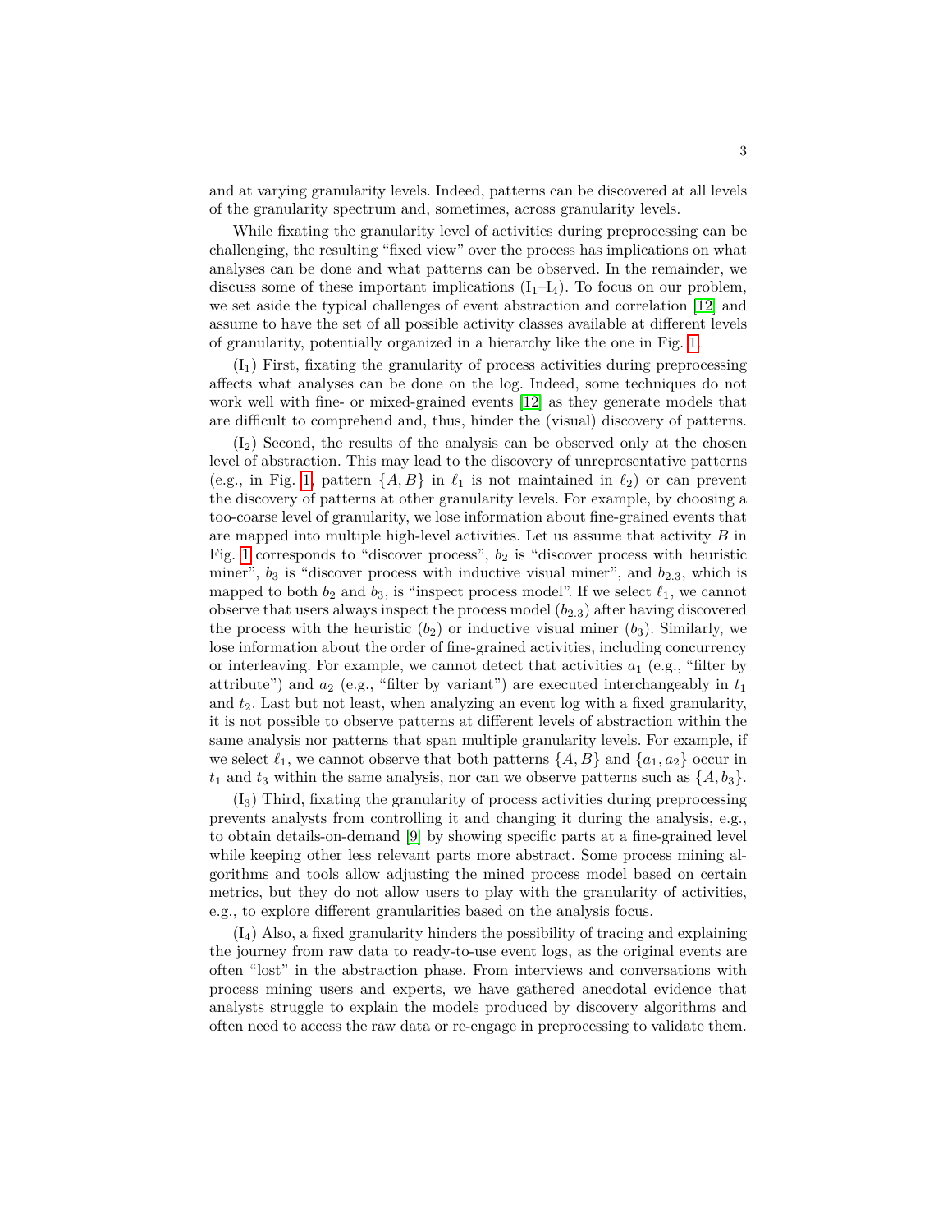and at varying granularity levels. Indeed, patterns can be discovered at all levels of the granularity spectrum and, sometimes, across granularity levels.

While fixating the granularity level of activities during preprocessing can be challenging, the resulting "fixed view" over the process has implications on what analyses can be done and what patterns can be observed. In the remainder, we discuss some of these important implications ($\mathrm{I}_1$–$\mathrm{I}_4$). To focus on our problem, we set aside the typical challenges of event abstraction and correlation [12] and assume to have the set of all possible activity classes available at different levels of granularity, potentially organized in a hierarchy like the one in Fig. 1.

($\mathrm{I}_1$) First, fixating the granularity of process activities during preprocessing affects what analyses can be done on the log. Indeed, some techniques do not work well with fine- or mixed-grained events [12] as they generate models that are difficult to comprehend and, thus, hinder the (visual) discovery of patterns.

($\mathrm{I}_2$) Second, the results of the analysis can be observed only at the chosen level of abstraction. This may lead to the discovery of unrepresentative patterns (e.g., in Fig. 1, pattern $\{A, B\}$ in $\ell_1$ is not maintained in $\ell_2$) or can prevent the discovery of patterns at other granularity levels. For example, by choosing a too-coarse level of granularity, we lose information about fine-grained events that are mapped into multiple high-level activities. Let us assume that activity $B$ in Fig. 1 corresponds to "discover process", $b_2$ is "discover process with heuristic miner", $b_3$ is "discover process with inductive visual miner", and $b_{2.3}$, which is mapped to both $b_2$ and $b_3$, is "inspect process model". If we select $\ell_1$, we cannot observe that users always inspect the process model ($b_{2.3}$) after having discovered the process with the heuristic ($b_2$) or inductive visual miner ($b_3$). Similarly, we lose information about the order of fine-grained activities, including concurrency or interleaving. For example, we cannot detect that activities $a_1$ (e.g., "filter by attribute") and $a_2$ (e.g., "filter by variant") are executed interchangeably in $t_1$ and $t_2$. Last but not least, when analyzing an event log with a fixed granularity, it is not possible to observe patterns at different levels of abstraction within the same analysis nor patterns that span multiple granularity levels. For example, if we select $\ell_1$, we cannot observe that both patterns $\{A, B\}$ and $\{a_1, a_2\}$ occur in $t_1$ and $t_3$ within the same analysis, nor can we observe patterns such as $\{A, b_3\}$.

($\mathrm{I}_3$) Third, fixating the granularity of process activities during preprocessing prevents analysts from controlling it and changing it during the analysis, e.g., to obtain details-on-demand [9] by showing specific parts at a fine-grained level while keeping other less relevant parts more abstract. Some process mining algorithms and tools allow adjusting the mined process model based on certain metrics, but they do not allow users to play with the granularity of activities, e.g., to explore different granularities based on the analysis focus.

($\mathrm{I}_4$) Also, a fixed granularity hinders the possibility of tracing and explaining the journey from raw data to ready-to-use event logs, as the original events are often "lost" in the abstraction phase. From interviews and conversations with process mining users and experts, we have gathered anecdotal evidence that analysts struggle to explain the models produced by discovery algorithms and often need to access the raw data or re-engage in preprocessing to validate them.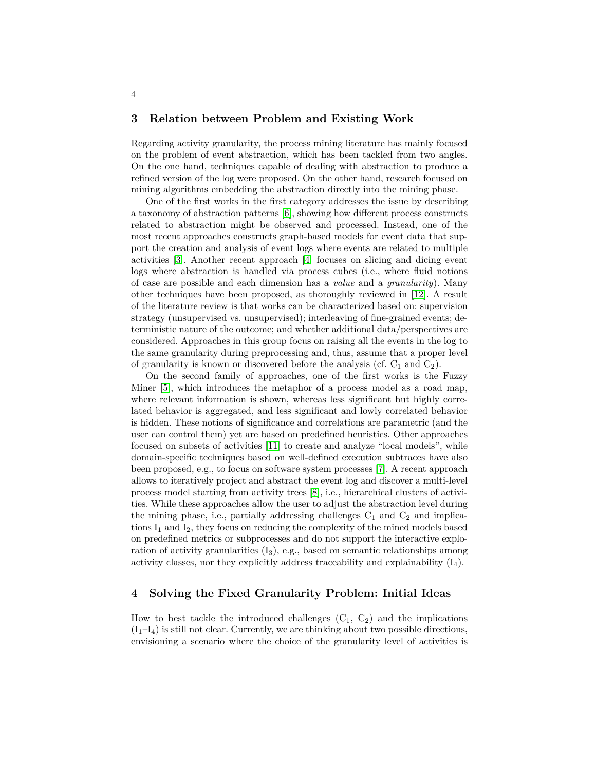## 3 Relation between Problem and Existing Work

Regarding activity granularity, the process mining literature has mainly focused on the problem of event abstraction, which has been tackled from two angles. On the one hand, techniques capable of dealing with abstraction to produce a refined version of the log were proposed. On the other hand, research focused on mining algorithms embedding the abstraction directly into the mining phase.

One of the first works in the first category addresses the issue by describing a taxonomy of abstraction patterns [6], showing how different process constructs related to abstraction might be observed and processed. Instead, one of the most recent approaches constructs graph-based models for event data that support the creation and analysis of event logs where events are related to multiple activities [3]. Another recent approach [4] focuses on slicing and dicing event logs where abstraction is handled via process cubes (i.e., where fluid notions of case are possible and each dimension has a *value* and a *granularity*). Many other techniques have been proposed, as thoroughly reviewed in [12]. A result of the literature review is that works can be characterized based on: supervision strategy (unsupervised vs. unsupervised); interleaving of fine-grained events; deterministic nature of the outcome; and whether additional data/perspectives are considered. Approaches in this group focus on raising all the events in the log to the same granularity during preprocessing and, thus, assume that a proper level of granularity is known or discovered before the analysis (cf. $C_1$ and $C_2$).

On the second family of approaches, one of the first works is the Fuzzy Miner [5], which introduces the metaphor of a process model as a road map, where relevant information is shown, whereas less significant but highly correlated behavior is aggregated, and less significant and lowly correlated behavior is hidden. These notions of significance and correlations are parametric (and the user can control them) yet are based on predefined heuristics. Other approaches focused on subsets of activities [11] to create and analyze "local models", while domain-specific techniques based on well-defined execution subtraces have also been proposed, e.g., to focus on software system processes [7]. A recent approach allows to iteratively project and abstract the event log and discover a multi-level process model starting from activity trees [8], i.e., hierarchical clusters of activities. While these approaches allow the user to adjust the abstraction level during the mining phase, i.e., partially addressing challenges $C_1$ and $C_2$ and implications $I_1$ and $I_2$, they focus on reducing the complexity of the mined models based on predefined metrics or subprocesses and do not support the interactive exploration of activity granularities ($I_3$), e.g., based on semantic relationships among activity classes, nor they explicitly address traceability and explainability ($I_4$).

## 4 Solving the Fixed Granularity Problem: Initial Ideas

How to best tackle the introduced challenges ($C_1$, $C_2$) and the implications ($I_1$–$I_4$) is still not clear. Currently, we are thinking about two possible directions, envisioning a scenario where the choice of the granularity level of activities is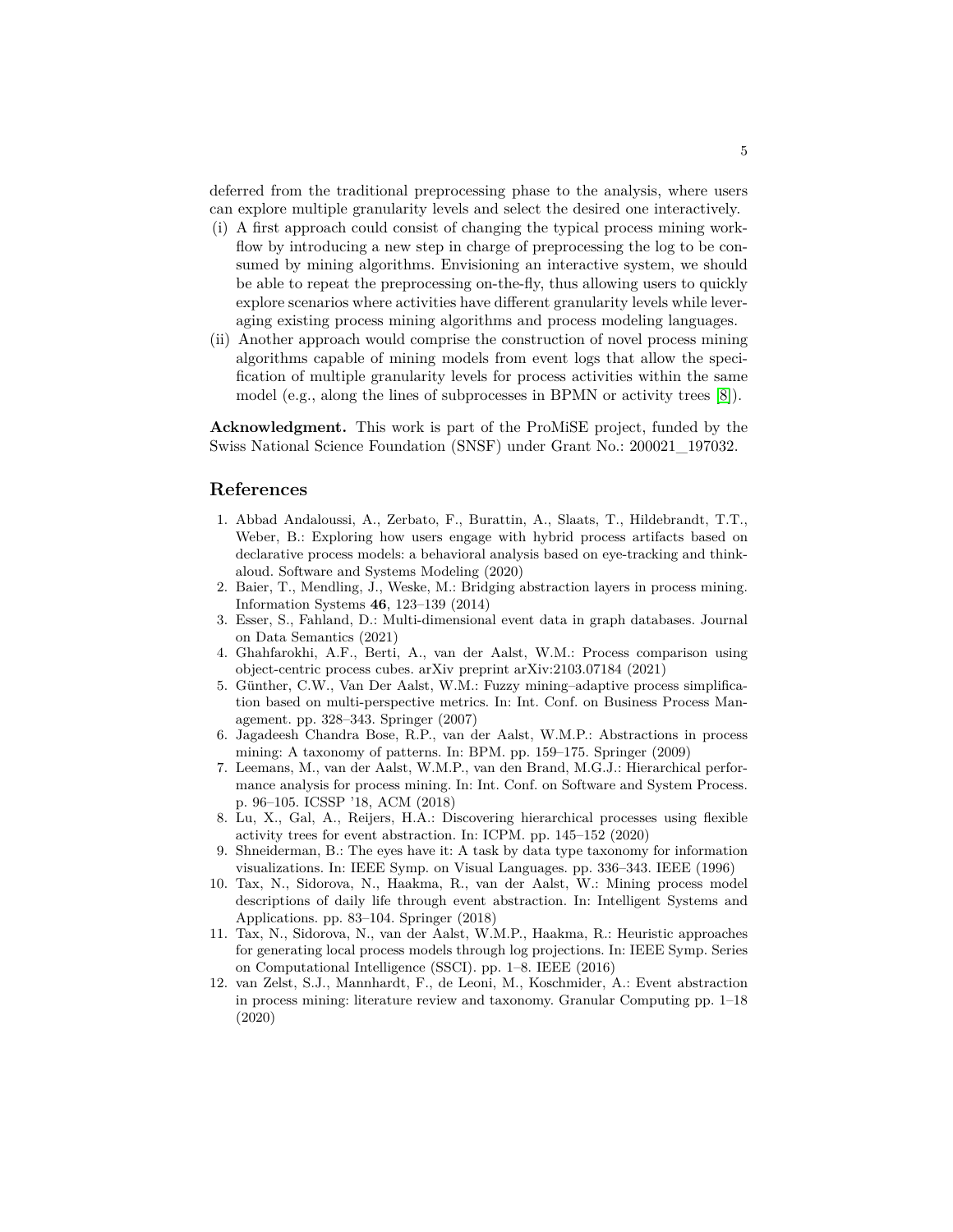deferred from the traditional preprocessing phase to the analysis, where users can explore multiple granularity levels and select the desired one interactively.

(i) A first approach could consist of changing the typical process mining workflow by introducing a new step in charge of preprocessing the log to be consumed by mining algorithms. Envisioning an interactive system, we should be able to repeat the preprocessing on-the-fly, thus allowing users to quickly explore scenarios where activities have different granularity levels while leveraging existing process mining algorithms and process modeling languages.

(ii) Another approach would comprise the construction of novel process mining algorithms capable of mining models from event logs that allow the specification of multiple granularity levels for process activities within the same model (e.g., along the lines of subprocesses in BPMN or activity trees [8]).

**Acknowledgment.** This work is part of the ProMiSE project, funded by the Swiss National Science Foundation (SNSF) under Grant No.: 200021_197032.

## References

1. Abbad Andaloussi, A., Zerbato, F., Burattin, A., Slaats, T., Hildebrandt, T.T., Weber, B.: Exploring how users engage with hybrid process artifacts based on declarative process models: a behavioral analysis based on eye-tracking and think-aloud. Software and Systems Modeling (2020)
2. Baier, T., Mendling, J., Weske, M.: Bridging abstraction layers in process mining. Information Systems **46**, 123–139 (2014)
3. Esser, S., Fahland, D.: Multi-dimensional event data in graph databases. Journal on Data Semantics (2021)
4. Ghahfarokhi, A.F., Berti, A., van der Aalst, W.M.: Process comparison using object-centric process cubes. arXiv preprint arXiv:2103.07184 (2021)
5. Günther, C.W., Van Der Aalst, W.M.: Fuzzy mining–adaptive process simplification based on multi-perspective metrics. In: Int. Conf. on Business Process Management. pp. 328–343. Springer (2007)
6. Jagadeesh Chandra Bose, R.P., van der Aalst, W.M.P.: Abstractions in process mining: A taxonomy of patterns. In: BPM. pp. 159–175. Springer (2009)
7. Leemans, M., van der Aalst, W.M.P., van den Brand, M.G.J.: Hierarchical performance analysis for process mining. In: Int. Conf. on Software and System Process. p. 96–105. ICSSP '18, ACM (2018)
8. Lu, X., Gal, A., Reijers, H.A.: Discovering hierarchical processes using flexible activity trees for event abstraction. In: ICPM. pp. 145–152 (2020)
9. Shneiderman, B.: The eyes have it: A task by data type taxonomy for information visualizations. In: IEEE Symp. on Visual Languages. pp. 336–343. IEEE (1996)
10. Tax, N., Sidorova, N., Haakma, R., van der Aalst, W.: Mining process model descriptions of daily life through event abstraction. In: Intelligent Systems and Applications. pp. 83–104. Springer (2018)
11. Tax, N., Sidorova, N., van der Aalst, W.M.P., Haakma, R.: Heuristic approaches for generating local process models through log projections. In: IEEE Symp. Series on Computational Intelligence (SSCI). pp. 1–8. IEEE (2016)
12. van Zelst, S.J., Mannhardt, F., de Leoni, M., Koschmider, A.: Event abstraction in process mining: literature review and taxonomy. Granular Computing pp. 1–18 (2020)